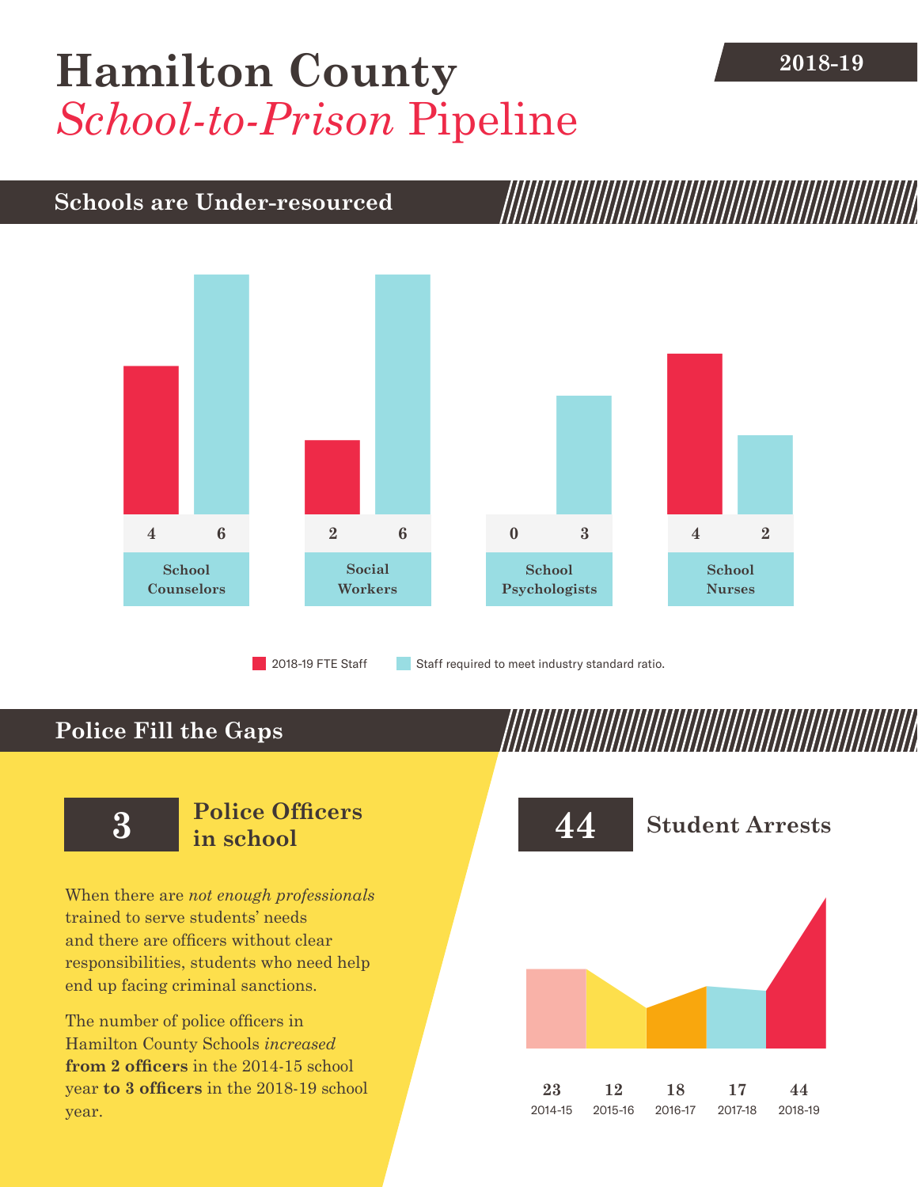# Hamilton County *School-to-Prison* Pipeline

2018-19

## Schools are Under-resourced

| | 2018-19 FTE Staff | Staff required to meet industry standard ratio. |
|---|---|---|
| School Counselors | 4 | 6 |
| Social Workers | 2 | 6 |
| School Psychologists | 0 | 3 |
| School Nurses | 4 | 2 |

## Police Fill the Gaps

**3** Police Officers in school

When there are *not enough professionals* trained to serve students' needs and there are officers without clear responsibilities, students who need help end up facing criminal sanctions.

The number of police officers in Hamilton County Schools *increased* **from 2 officers** in the 2014-15 school year **to 3 officers** in the 2018-19 school year.

**44** Student Arrests

| 2014-15 | 2015-16 | 2016-17 | 2017-18 | 2018-19 |
|---|---|---|---|---|
| 23 | 12 | 18 | 17 | 44 |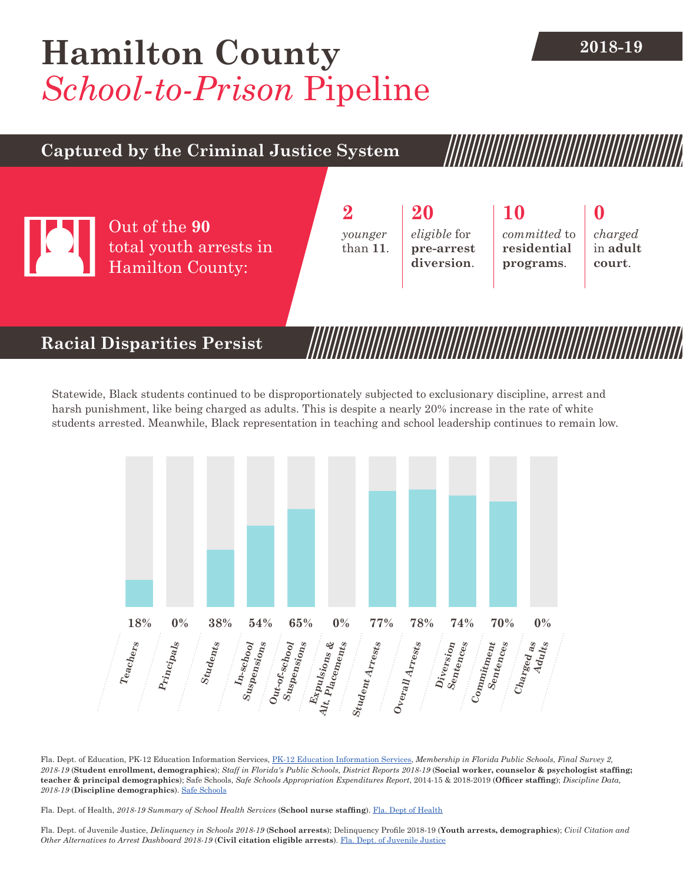# Hamilton County
## *School-to-Prison* Pipeline

2018-19

## Captured by the Criminal Justice System

Out of the **90** total youth arrests in Hamilton County:

**2** *younger* than **11**.

**20** *eligible* for **pre-arrest diversion**.

**10** *committed* to **residential programs**.

**0** *charged* in **adult court**.

## Racial Disparities Persist

Statewide, Black students continued to be disproportionately subjected to exclusionary discipline, arrest and harsh punishment, like being charged as adults. This is despite a nearly 20% increase in the rate of white students arrested. Meanwhile, Black representation in teaching and school leadership continues to remain low.

18% Teachers
0% Principals
38% Students
54% In-school Suspensions
65% Out-of-school Suspensions
0% Expulsions & Alt. Placements
77% Student Arrests
78% Overall Arrests
74% Diversion Sentences
70% Commitment Sentences
0% Charged as Adults

Fla. Dept. of Education, PK-12 Education Information Services, PK-12 Education Information Services, *Membership in Florida Public Schools, Final Survey 2, 2018-19* (**Student enrollment, demographics**); *Staff in Florida's Public Schools, District Reports 2018-19* (**Social worker, counselor & psychologist staffing; teacher & principal demographics**); Safe Schools, *Safe Schools Appropriation Expenditures Report*, 2014-15 & 2018-2019 (**Officer staffing**); *Discipline Data, 2018-19* (**Discipline demographics**). Safe Schools

Fla. Dept. of Health, *2018-19 Summary of School Health Services* (**School nurse staffing**). Fla. Dept of Health

Fla. Dept. of Juvenile Justice, *Delinquency in Schools 2018-19* (**School arrests**); Delinquency Profile 2018-19 (**Youth arrests, demographics**); *Civil Citation and Other Alternatives to Arrest Dashboard 2018-19* (**Civil citation eligible arrests**). Fla. Dept. of Juvenile Justice